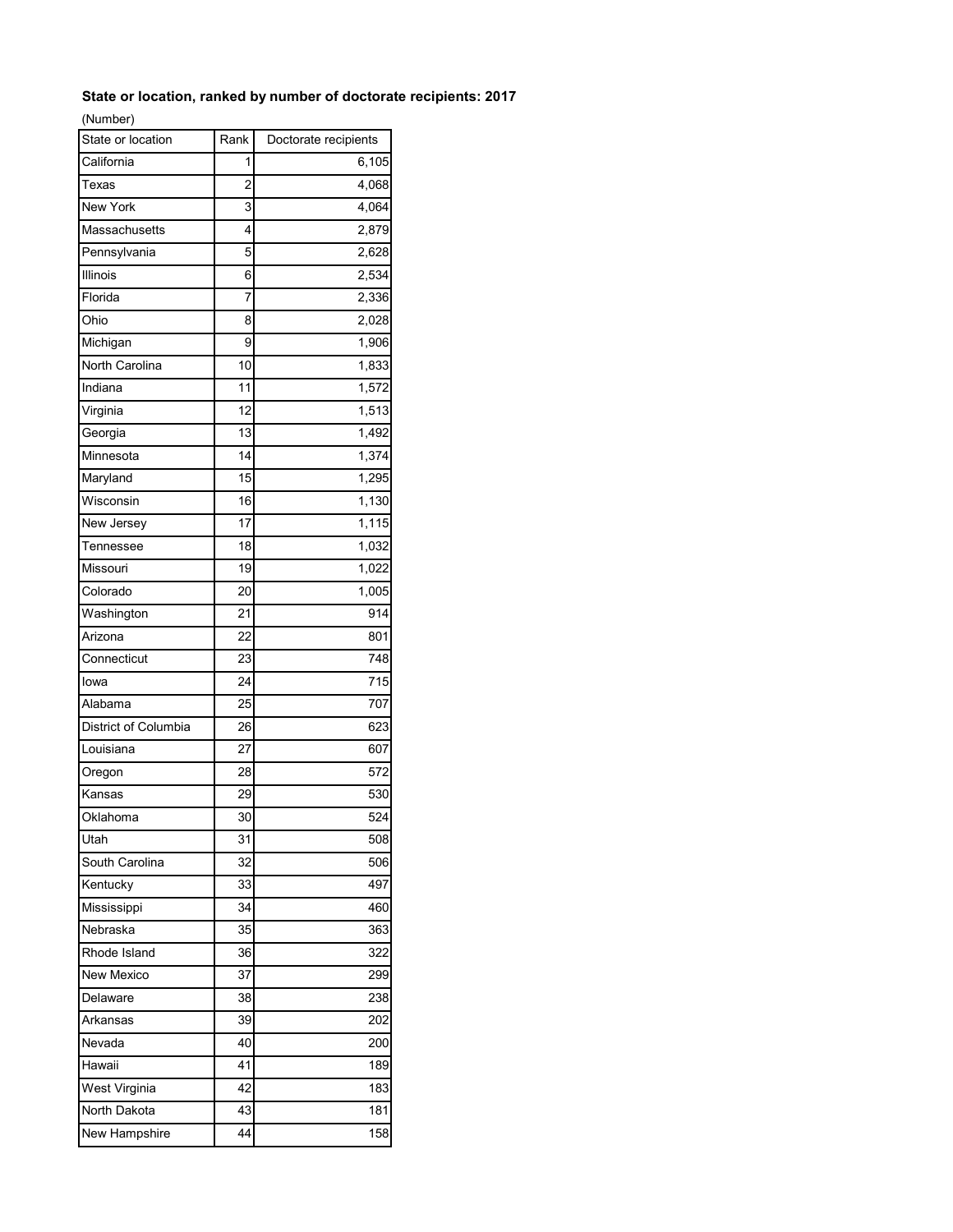**State or location, ranked by number of doctorate recipients: 2017**

(Number)

| State or location | Rank | Doctorate recipients |
|---|---|---|
| California | 1 | 6,105 |
| Texas | 2 | 4,068 |
| New York | 3 | 4,064 |
| Massachusetts | 4 | 2,879 |
| Pennsylvania | 5 | 2,628 |
| Illinois | 6 | 2,534 |
| Florida | 7 | 2,336 |
| Ohio | 8 | 2,028 |
| Michigan | 9 | 1,906 |
| North Carolina | 10 | 1,833 |
| Indiana | 11 | 1,572 |
| Virginia | 12 | 1,513 |
| Georgia | 13 | 1,492 |
| Minnesota | 14 | 1,374 |
| Maryland | 15 | 1,295 |
| Wisconsin | 16 | 1,130 |
| New Jersey | 17 | 1,115 |
| Tennessee | 18 | 1,032 |
| Missouri | 19 | 1,022 |
| Colorado | 20 | 1,005 |
| Washington | 21 | 914 |
| Arizona | 22 | 801 |
| Connecticut | 23 | 748 |
| Iowa | 24 | 715 |
| Alabama | 25 | 707 |
| District of Columbia | 26 | 623 |
| Louisiana | 27 | 607 |
| Oregon | 28 | 572 |
| Kansas | 29 | 530 |
| Oklahoma | 30 | 524 |
| Utah | 31 | 508 |
| South Carolina | 32 | 506 |
| Kentucky | 33 | 497 |
| Mississippi | 34 | 460 |
| Nebraska | 35 | 363 |
| Rhode Island | 36 | 322 |
| New Mexico | 37 | 299 |
| Delaware | 38 | 238 |
| Arkansas | 39 | 202 |
| Nevada | 40 | 200 |
| Hawaii | 41 | 189 |
| West Virginia | 42 | 183 |
| North Dakota | 43 | 181 |
| New Hampshire | 44 | 158 |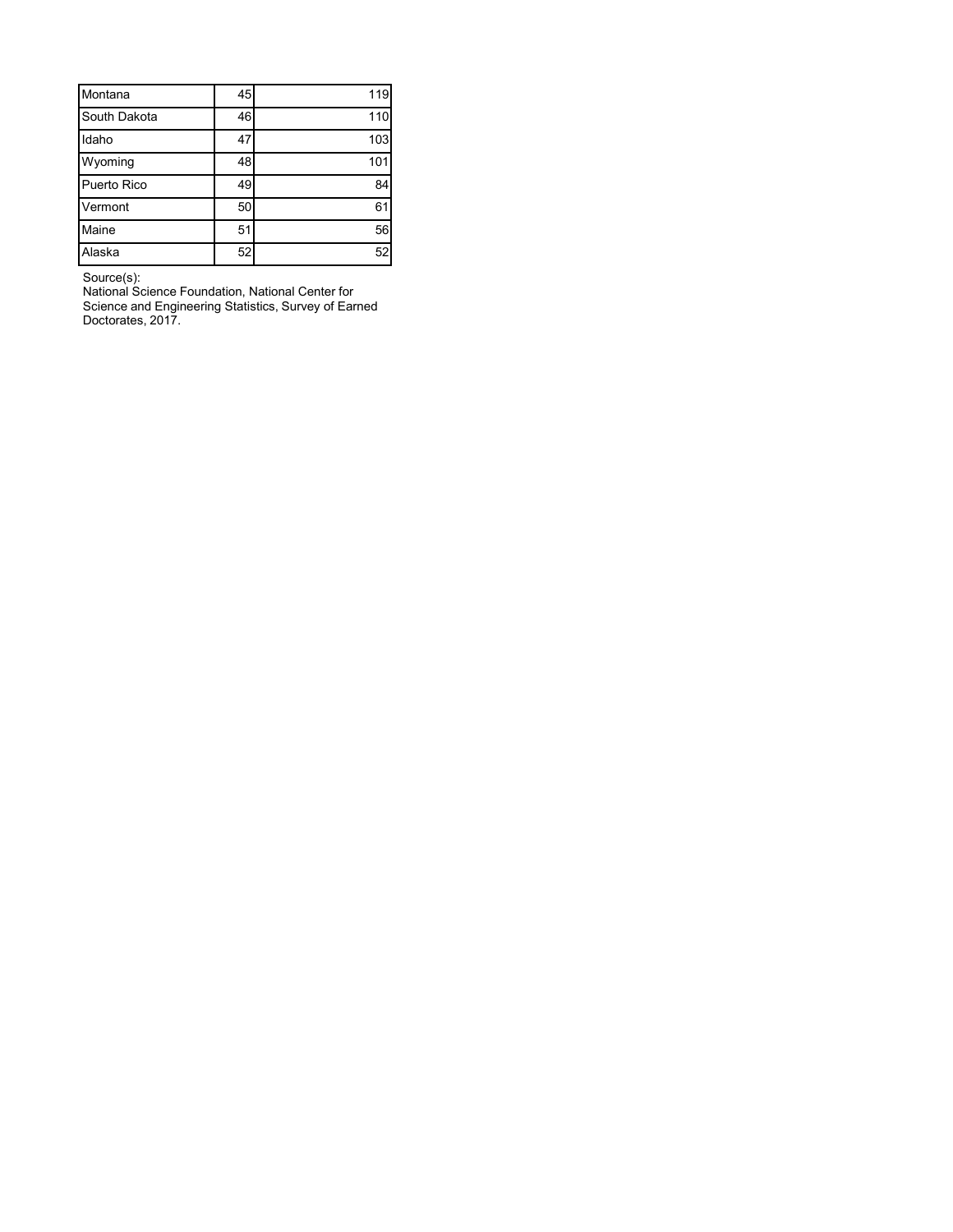| | | |
|---|---|---|
| Montana | 45 | 119 |
| South Dakota | 46 | 110 |
| Idaho | 47 | 103 |
| Wyoming | 48 | 101 |
| Puerto Rico | 49 | 84 |
| Vermont | 50 | 61 |
| Maine | 51 | 56 |
| Alaska | 52 | 52 |

Source(s):
National Science Foundation, National Center for Science and Engineering Statistics, Survey of Earned Doctorates, 2017.